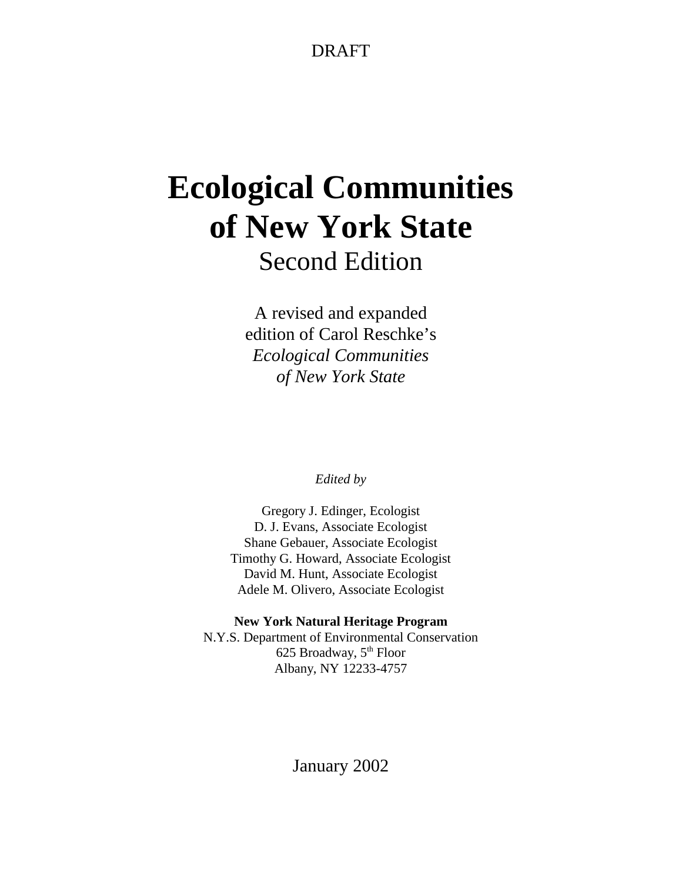DRAFT

# Ecological Communities of New York State

## Second Edition

A revised and expanded edition of Carol Reschke's *Ecological Communities of New York State*

*Edited by*

Gregory J. Edinger, Ecologist
D. J. Evans, Associate Ecologist
Shane Gebauer, Associate Ecologist
Timothy G. Howard, Associate Ecologist
David M. Hunt, Associate Ecologist
Adele M. Olivero, Associate Ecologist

**New York Natural Heritage Program**
N.Y.S. Department of Environmental Conservation
625 Broadway, 5th Floor
Albany, NY 12233-4757

January 2002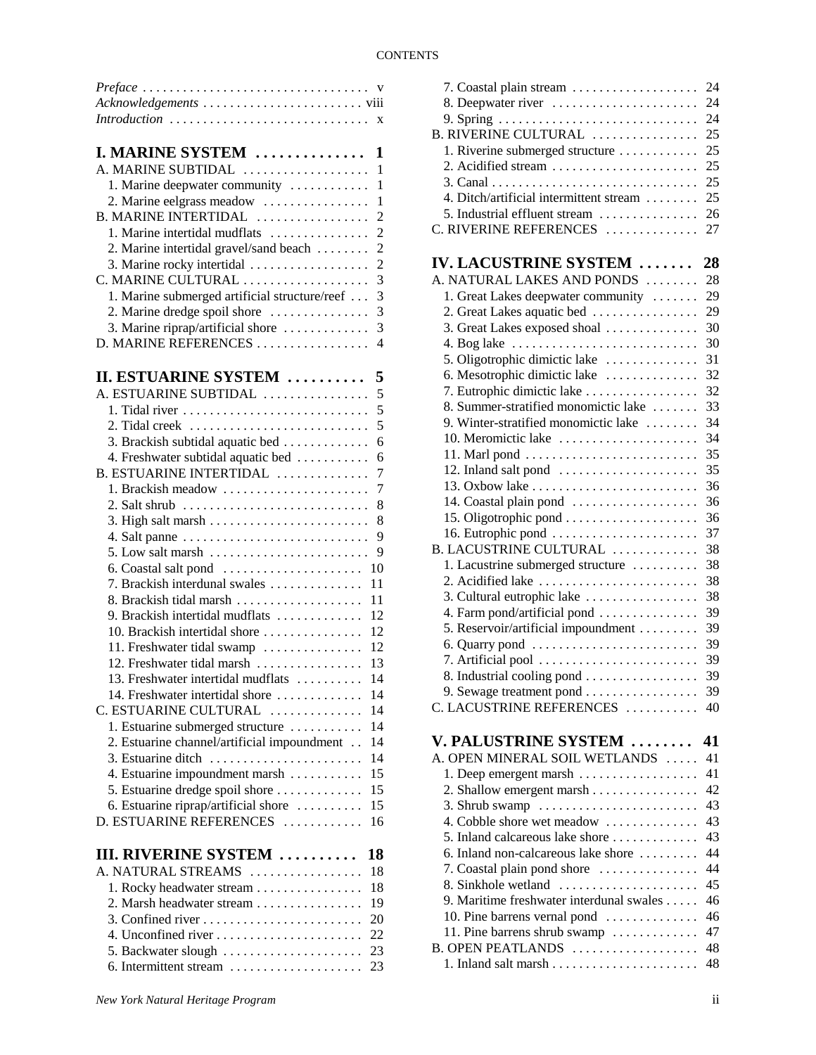# CONTENTS

*Preface* . . . . . . . . . . . . . . . . . . . . . . . . . . . . . . . . . . v
*Acknowledgements* . . . . . . . . . . . . . . . . . . . . . . . . viii
*Introduction* . . . . . . . . . . . . . . . . . . . . . . . . . . . . . x

## I. MARINE SYSTEM . . . . . . . . . . . . . 1

A. MARINE SUBTIDAL . . . . . . . . . . . . . . . . . . 1
- 1. Marine deepwater community . . . . . . . . . . . 1
- 2. Marine eelgrass meadow . . . . . . . . . . . . . . . 1

B. MARINE INTERTIDAL . . . . . . . . . . . . . . . . 2
- 1. Marine intertidal mudflats . . . . . . . . . . . . . . 2
- 2. Marine intertidal gravel/sand beach . . . . . . . . 2
- 3. Marine rocky intertidal . . . . . . . . . . . . . . . . . 2

C. MARINE CULTURAL . . . . . . . . . . . . . . . . . . 3
- 1. Marine submerged artificial structure/reef . . . 3
- 2. Marine dredge spoil shore . . . . . . . . . . . . . . 3
- 3. Marine riprap/artificial shore . . . . . . . . . . . . 3

D. MARINE REFERENCES . . . . . . . . . . . . . . . . . 4

## II. ESTUARINE SYSTEM . . . . . . . . . . 5

A. ESTUARINE SUBTIDAL . . . . . . . . . . . . . . . . 5
- 1. Tidal river . . . . . . . . . . . . . . . . . . . . . . . . . . . 5
- 2. Tidal creek . . . . . . . . . . . . . . . . . . . . . . . . . . 5
- 3. Brackish subtidal aquatic bed . . . . . . . . . . . . 6
- 4. Freshwater subtidal aquatic bed . . . . . . . . . . 6

B. ESTUARINE INTERTIDAL . . . . . . . . . . . . . 7
- 1. Brackish meadow . . . . . . . . . . . . . . . . . . . . . 7
- 2. Salt shrub . . . . . . . . . . . . . . . . . . . . . . . . . . . 8
- 3. High salt marsh . . . . . . . . . . . . . . . . . . . . . . . 8
- 4. Salt panne . . . . . . . . . . . . . . . . . . . . . . . . . . . 9
- 5. Low salt marsh . . . . . . . . . . . . . . . . . . . . . . . 9
- 6. Coastal salt pond . . . . . . . . . . . . . . . . . . . . 10
- 7. Brackish interdunal swales . . . . . . . . . . . . . 11
- 8. Brackish tidal marsh . . . . . . . . . . . . . . . . . . 11
- 9. Brackish intertidal mudflats . . . . . . . . . . . . 12
- 10. Brackish intertidal shore . . . . . . . . . . . . . . 12
- 11. Freshwater tidal swamp . . . . . . . . . . . . . . 12
- 12. Freshwater tidal marsh . . . . . . . . . . . . . . . 13
- 13. Freshwater intertidal mudflats . . . . . . . . . . 14
- 14. Freshwater intertidal shore . . . . . . . . . . . . 14

C. ESTUARINE CULTURAL . . . . . . . . . . . . . 14
- 1. Estuarine submerged structure . . . . . . . . . . 14
- 2. Estuarine channel/artificial impoundment . . 14
- 3. Estuarine ditch . . . . . . . . . . . . . . . . . . . . . . 14
- 4. Estuarine impoundment marsh . . . . . . . . . . 15
- 5. Estuarine dredge spoil shore . . . . . . . . . . . . 15
- 6. Estuarine riprap/artificial shore . . . . . . . . . 15

D. ESTUARINE REFERENCES . . . . . . . . . . . 16

## III. RIVERINE SYSTEM . . . . . . . . . . 18

A. NATURAL STREAMS . . . . . . . . . . . . . . . . 18
- 1. Rocky headwater stream . . . . . . . . . . . . . . . 18
- 2. Marsh headwater stream . . . . . . . . . . . . . . . 19
- 3. Confined river . . . . . . . . . . . . . . . . . . . . . . . 20
- 4. Unconfined river . . . . . . . . . . . . . . . . . . . . . 22
- 5. Backwater slough . . . . . . . . . . . . . . . . . . . . 23
- 6. Intermittent stream . . . . . . . . . . . . . . . . . . . 23
- 7. Coastal plain stream . . . . . . . . . . . . . . . . . . 24
- 8. Deepwater river . . . . . . . . . . . . . . . . . . . . . 24
- 9. Spring . . . . . . . . . . . . . . . . . . . . . . . . . . . . . 24

B. RIVERINE CULTURAL . . . . . . . . . . . . . . . 25
- 1. Riverine submerged structure . . . . . . . . . . . 25
- 2. Acidified stream . . . . . . . . . . . . . . . . . . . . . 25
- 3. Canal . . . . . . . . . . . . . . . . . . . . . . . . . . . . . . 25
- 4. Ditch/artificial intermittent stream . . . . . . . 25
- 5. Industrial effluent stream . . . . . . . . . . . . . . 26

C. RIVERINE REFERENCES . . . . . . . . . . . . . 27

## IV. LACUSTRINE SYSTEM . . . . . . . 28

A. NATURAL LAKES AND PONDS . . . . . . . . 28
- 1. Great Lakes deepwater community . . . . . . . 29
- 2. Great Lakes aquatic bed . . . . . . . . . . . . . . . 29
- 3. Great Lakes exposed shoal . . . . . . . . . . . . . 30
- 4. Bog lake . . . . . . . . . . . . . . . . . . . . . . . . . . . 30
- 5. Oligotrophic dimictic lake . . . . . . . . . . . . . 31
- 6. Mesotrophic dimictic lake . . . . . . . . . . . . . 32
- 7. Eutrophic dimictic lake . . . . . . . . . . . . . . . . 32
- 8. Summer-stratified monomictic lake . . . . . . . 33
- 9. Winter-stratified monomictic lake . . . . . . . . 34
- 10. Meromictic lake . . . . . . . . . . . . . . . . . . . . 34
- 11. Marl pond . . . . . . . . . . . . . . . . . . . . . . . . . 35
- 12. Inland salt pond . . . . . . . . . . . . . . . . . . . . 35
- 13. Oxbow lake . . . . . . . . . . . . . . . . . . . . . . . . 36
- 14. Coastal plain pond . . . . . . . . . . . . . . . . . . 36
- 15. Oligotrophic pond . . . . . . . . . . . . . . . . . . . 36
- 16. Eutrophic pond . . . . . . . . . . . . . . . . . . . . . 37

B. LACUSTRINE CULTURAL . . . . . . . . . . . . 38
- 1. Lacustrine submerged structure . . . . . . . . . 38
- 2. Acidified lake . . . . . . . . . . . . . . . . . . . . . . . 38
- 3. Cultural eutrophic lake . . . . . . . . . . . . . . . . 38
- 4. Farm pond/artificial pond . . . . . . . . . . . . . . 39
- 5. Reservoir/artificial impoundment . . . . . . . . 39
- 6. Quarry pond . . . . . . . . . . . . . . . . . . . . . . . . 39
- 7. Artificial pool . . . . . . . . . . . . . . . . . . . . . . . 39
- 8. Industrial cooling pond . . . . . . . . . . . . . . . . 39
- 9. Sewage treatment pond . . . . . . . . . . . . . . . . 39

C. LACUSTRINE REFERENCES . . . . . . . . . . 40

## V. PALUSTRINE SYSTEM . . . . . . . . 41

A. OPEN MINERAL SOIL WETLANDS . . . . . 41
- 1. Deep emergent marsh . . . . . . . . . . . . . . . . . 41
- 2. Shallow emergent marsh . . . . . . . . . . . . . . . 42
- 3. Shrub swamp . . . . . . . . . . . . . . . . . . . . . . . 43
- 4. Cobble shore wet meadow . . . . . . . . . . . . . 43
- 5. Inland calcareous lake shore . . . . . . . . . . . . 43
- 6. Inland non-calcareous lake shore . . . . . . . . . 44
- 7. Coastal plain pond shore . . . . . . . . . . . . . . 44
- 8. Sinkhole wetland . . . . . . . . . . . . . . . . . . . . 45
- 9. Maritime freshwater interdunal swales . . . . . 46
- 10. Pine barrens vernal pond . . . . . . . . . . . . . 46
- 11. Pine barrens shrub swamp . . . . . . . . . . . . 47

B. OPEN PEATLANDS . . . . . . . . . . . . . . . . . . 48
- 1. Inland salt marsh . . . . . . . . . . . . . . . . . . . . . 48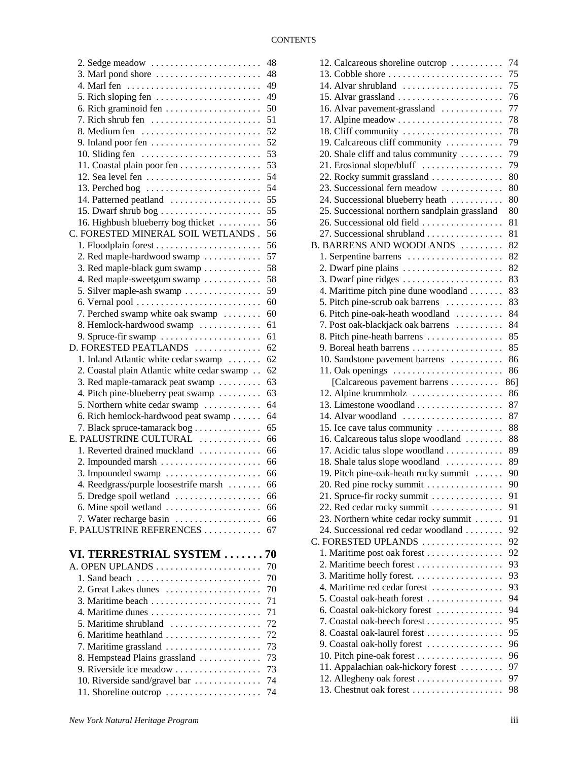2. Sedge meadow . . . . . . . . . . . . . . . . . . . . . . . 48
3. Marl pond shore . . . . . . . . . . . . . . . . . . . . . . 48
4. Marl fen . . . . . . . . . . . . . . . . . . . . . . . . . . . 49
5. Rich sloping fen . . . . . . . . . . . . . . . . . . . . . . 49
6. Rich graminoid fen . . . . . . . . . . . . . . . . . . . . 50
7. Rich shrub fen . . . . . . . . . . . . . . . . . . . . . . . 51
8. Medium fen . . . . . . . . . . . . . . . . . . . . . . . . . 52
9. Inland poor fen . . . . . . . . . . . . . . . . . . . . . . . 52
10. Sliding fen . . . . . . . . . . . . . . . . . . . . . . . . . 53
11. Coastal plain poor fen . . . . . . . . . . . . . . . . . 53
12. Sea level fen . . . . . . . . . . . . . . . . . . . . . . . . 54
13. Perched bog . . . . . . . . . . . . . . . . . . . . . . . . 54
14. Patterned peatland . . . . . . . . . . . . . . . . . . . 55
15. Dwarf shrub bog . . . . . . . . . . . . . . . . . . . . . 55
16. Highbush blueberry bog thicket . . . . . . . . . 56

C. FORESTED MINERAL SOIL WETLANDS . 56
1. Floodplain forest . . . . . . . . . . . . . . . . . . . . . . 56
2. Red maple-hardwood swamp . . . . . . . . . . . 57
3. Red maple-black gum swamp . . . . . . . . . . . 58
4. Red maple-sweetgum swamp . . . . . . . . . . . 58
5. Silver maple-ash swamp . . . . . . . . . . . . . . . 59
6. Vernal pool . . . . . . . . . . . . . . . . . . . . . . . . . 60
7. Perched swamp white oak swamp . . . . . . . . 60
8. Hemlock-hardwood swamp . . . . . . . . . . . . 61
9. Spruce-fir swamp . . . . . . . . . . . . . . . . . . . . 61

D. FORESTED PEATLANDS . . . . . . . . . . . . . 62
1. Inland Atlantic white cedar swamp . . . . . . . 62
2. Coastal plain Atlantic white cedar swamp . . 62
3. Red maple-tamarack peat swamp . . . . . . . . 63
4. Pitch pine-blueberry peat swamp . . . . . . . . 63
5. Northern white cedar swamp . . . . . . . . . . . 64
6. Rich hemlock-hardwood peat swamp . . . . . . 64
7. Black spruce-tamarack bog . . . . . . . . . . . . . 65

E. PALUSTRINE CULTURAL . . . . . . . . . . . . 66
1. Reverted drained muckland . . . . . . . . . . . . 66
2. Impounded marsh . . . . . . . . . . . . . . . . . . . . 66
3. Impounded swamp . . . . . . . . . . . . . . . . . . . 66
4. Reedgrass/purple loosestrife marsh . . . . . . . 66
5. Dredge spoil wetland . . . . . . . . . . . . . . . . . 66
6. Mine spoil wetland . . . . . . . . . . . . . . . . . . . 66
7. Water recharge basin . . . . . . . . . . . . . . . . . 66

F. PALUSTRINE REFERENCES . . . . . . . . . . . 67

## VI. TERRESTRIAL SYSTEM . . . . . . . 70

A. OPEN UPLANDS . . . . . . . . . . . . . . . . . . . . . 70
1. Sand beach . . . . . . . . . . . . . . . . . . . . . . . . . 70
2. Great Lakes dunes . . . . . . . . . . . . . . . . . . . 70
3. Maritime beach . . . . . . . . . . . . . . . . . . . . . . 71
4. Maritime dunes . . . . . . . . . . . . . . . . . . . . . . 71
5. Maritime shrubland . . . . . . . . . . . . . . . . . . 72
6. Maritime heathland . . . . . . . . . . . . . . . . . . . 72
7. Maritime grassland . . . . . . . . . . . . . . . . . . . 73
8. Hempstead Plains grassland . . . . . . . . . . . . 73
9. Riverside ice meadow . . . . . . . . . . . . . . . . . 73
10. Riverside sand/gravel bar . . . . . . . . . . . . . 74
11. Shoreline outcrop . . . . . . . . . . . . . . . . . . . 74
12. Calcareous shoreline outcrop . . . . . . . . . . 74
13. Cobble shore . . . . . . . . . . . . . . . . . . . . . . . 75
14. Alvar shrubland . . . . . . . . . . . . . . . . . . . . 75
15. Alvar grassland . . . . . . . . . . . . . . . . . . . . . 76
16. Alvar pavement-grassland . . . . . . . . . . . . 77
17. Alpine meadow . . . . . . . . . . . . . . . . . . . . . 78
18. Cliff community . . . . . . . . . . . . . . . . . . . . 78
19. Calcareous cliff community . . . . . . . . . . . 79
20. Shale cliff and talus community . . . . . . . . 79
21. Erosional slope/bluff . . . . . . . . . . . . . . . . 79
22. Rocky summit grassland . . . . . . . . . . . . . . 80
23. Successional fern meadow . . . . . . . . . . . . 80
24. Successional blueberry heath . . . . . . . . . . 80
25. Successional northern sandplain grassland 80
26. Successional old field . . . . . . . . . . . . . . . . 81
27. Successional shrubland . . . . . . . . . . . . . . . 81

B. BARRENS AND WOODLANDS . . . . . . . . . 82
1. Serpentine barrens . . . . . . . . . . . . . . . . . . . 82
2. Dwarf pine plains . . . . . . . . . . . . . . . . . . . . 82
3. Dwarf pine ridges . . . . . . . . . . . . . . . . . . . . 83
4. Maritime pitch pine dune woodland . . . . . . 83
5. Pitch pine-scrub oak barrens . . . . . . . . . . . 83
6. Pitch pine-oak-heath woodland . . . . . . . . . 84
7. Post oak-blackjack oak barrens . . . . . . . . . 84
8. Pitch pine-heath barrens . . . . . . . . . . . . . . . 85
9. Boreal heath barrens . . . . . . . . . . . . . . . . . . 85
10. Sandstone pavement barrens . . . . . . . . . . 86
11. Oak openings . . . . . . . . . . . . . . . . . . . . . . 86
[Calcareous pavement barrens . . . . . . . . . . 86]
12. Alpine krummholz . . . . . . . . . . . . . . . . . . 86
13. Limestone woodland . . . . . . . . . . . . . . . . . 87
14. Alvar woodland . . . . . . . . . . . . . . . . . . . . 87
15. Ice cave talus community . . . . . . . . . . . . . 88
16. Calcareous talus slope woodland . . . . . . . 88
17. Acidic talus slope woodland . . . . . . . . . . . 89
18. Shale talus slope woodland . . . . . . . . . . . 89
19. Pitch pine-oak-heath rocky summit . . . . . 90
20. Red pine rocky summit . . . . . . . . . . . . . . . 90
21. Spruce-fir rocky summit . . . . . . . . . . . . . . 91
22. Red cedar rocky summit . . . . . . . . . . . . . . 91
23. Northern white cedar rocky summit . . . . . 91
24. Successional red cedar woodland . . . . . . . 92

C. FORESTED UPLANDS . . . . . . . . . . . . . . . . 92
1. Maritime post oak forest . . . . . . . . . . . . . . . 92
2. Maritime beech forest . . . . . . . . . . . . . . . . . 93
3. Maritime holly forest. . . . . . . . . . . . . . . . . . 93
4. Maritime red cedar forest . . . . . . . . . . . . . . 93
5. Coastal oak-heath forest . . . . . . . . . . . . . . . 94
6. Coastal oak-hickory forest . . . . . . . . . . . . . 94
7. Coastal oak-beech forest . . . . . . . . . . . . . . . 95
8. Coastal oak-laurel forest . . . . . . . . . . . . . . . 95
9. Coastal oak-holly forest . . . . . . . . . . . . . . . 96
10. Pitch pine-oak forest . . . . . . . . . . . . . . . . . 96
11. Appalachian oak-hickory forest . . . . . . . . 97
12. Allegheny oak forest . . . . . . . . . . . . . . . . . 97
13. Chestnut oak forest . . . . . . . . . . . . . . . . . . 98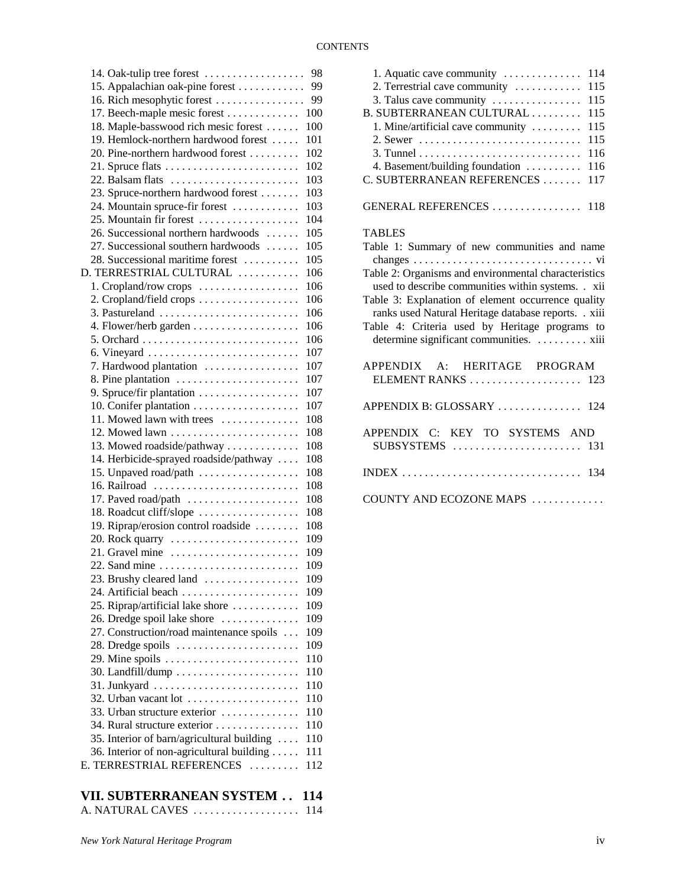14. Oak-tulip tree forest . . . . . . . . . . . . . . . . . . 98
15. Appalachian oak-pine forest . . . . . . . . . . . . 99
16. Rich mesophytic forest . . . . . . . . . . . . . . . . 99
17. Beech-maple mesic forest . . . . . . . . . . . . . 100
18. Maple-basswood rich mesic forest . . . . . . 100
19. Hemlock-northern hardwood forest . . . . . 101
20. Pine-northern hardwood forest . . . . . . . . . 102
21. Spruce flats . . . . . . . . . . . . . . . . . . . . . . . . 102
22. Balsam flats . . . . . . . . . . . . . . . . . . . . . . . 103
23. Spruce-northern hardwood forest . . . . . . . 103
24. Mountain spruce-fir forest . . . . . . . . . . . . 103
25. Mountain fir forest . . . . . . . . . . . . . . . . . . 104
26. Successional northern hardwoods . . . . . . 105
27. Successional southern hardwoods . . . . . . 105
28. Successional maritime forest . . . . . . . . . . 105

D. TERRESTRIAL CULTURAL . . . . . . . . . . . 106
1. Cropland/row crops . . . . . . . . . . . . . . . . . . 106
2. Cropland/field crops . . . . . . . . . . . . . . . . . . 106
3. Pastureland . . . . . . . . . . . . . . . . . . . . . . . . . 106
4. Flower/herb garden . . . . . . . . . . . . . . . . . . . 106
5. Orchard . . . . . . . . . . . . . . . . . . . . . . . . . . . . 106
6. Vineyard . . . . . . . . . . . . . . . . . . . . . . . . . . . 107
7. Hardwood plantation . . . . . . . . . . . . . . . . . 107
8. Pine plantation . . . . . . . . . . . . . . . . . . . . . . 107
9. Spruce/fir plantation . . . . . . . . . . . . . . . . . . 107
10. Conifer plantation . . . . . . . . . . . . . . . . . . . 107
11. Mowed lawn with trees . . . . . . . . . . . . . . 108
12. Mowed lawn . . . . . . . . . . . . . . . . . . . . . . . 108
13. Mowed roadside/pathway . . . . . . . . . . . . . 108
14. Herbicide-sprayed roadside/pathway . . . . 108
15. Unpaved road/path . . . . . . . . . . . . . . . . . . 108
16. Railroad . . . . . . . . . . . . . . . . . . . . . . . . . . 108
17. Paved road/path . . . . . . . . . . . . . . . . . . . . 108
18. Roadcut cliff/slope . . . . . . . . . . . . . . . . . . 108
19. Riprap/erosion control roadside . . . . . . . . 108
20. Rock quarry . . . . . . . . . . . . . . . . . . . . . . . 109
21. Gravel mine . . . . . . . . . . . . . . . . . . . . . . . 109
22. Sand mine . . . . . . . . . . . . . . . . . . . . . . . . . 109
23. Brushy cleared land . . . . . . . . . . . . . . . . . 109
24. Artificial beach . . . . . . . . . . . . . . . . . . . . . 109
25. Riprap/artificial lake shore . . . . . . . . . . . . 109
26. Dredge spoil lake shore . . . . . . . . . . . . . . 109
27. Construction/road maintenance spoils . . . 109
28. Dredge spoils . . . . . . . . . . . . . . . . . . . . . . 109
29. Mine spoils . . . . . . . . . . . . . . . . . . . . . . . . 110
30. Landfill/dump . . . . . . . . . . . . . . . . . . . . . . 110
31. Junkyard . . . . . . . . . . . . . . . . . . . . . . . . . . 110
32. Urban vacant lot . . . . . . . . . . . . . . . . . . . . 110
33. Urban structure exterior . . . . . . . . . . . . . . 110
34. Rural structure exterior . . . . . . . . . . . . . . . 110
35. Interior of barn/agricultural building . . . . 110
36. Interior of non-agricultural building . . . . . 111

E. TERRESTRIAL REFERENCES . . . . . . . . . 112

## VII. SUBTERRANEAN SYSTEM . . 114

A. NATURAL CAVES . . . . . . . . . . . . . . . . . . . 114
1. Aquatic cave community . . . . . . . . . . . . . 114
2. Terrestrial cave community . . . . . . . . . . . 115
3. Talus cave community . . . . . . . . . . . . . . . 115

B. SUBTERRANEAN CULTURAL . . . . . . . . . 115
1. Mine/artificial cave community . . . . . . . . . 115
2. Sewer . . . . . . . . . . . . . . . . . . . . . . . . . . . . . 115
3. Tunnel . . . . . . . . . . . . . . . . . . . . . . . . . . . . . 116
4. Basement/building foundation . . . . . . . . . . 116

C. SUBTERRANEAN REFERENCES . . . . . . . 117

GENERAL REFERENCES . . . . . . . . . . . . . . . . 118

TABLES

Table 1: Summary of new communities and name changes . . . . . . . . . . . . . . . . . . . . . . . . . . . . . . . . vi

Table 2: Organisms and environmental characteristics used to describe communities within systems. . xii

Table 3: Explanation of element occurrence quality ranks used Natural Heritage database reports. . xiii

Table 4: Criteria used by Heritage programs to determine significant communities. . . . . . . . . xiii

APPENDIX A: HERITAGE PROGRAM ELEMENT RANKS . . . . . . . . . . . . . . . . . . . . 123

APPENDIX B: GLOSSARY . . . . . . . . . . . . . . . 124

APPENDIX C: KEY TO SYSTEMS AND SUBSYSTEMS . . . . . . . . . . . . . . . . . . . . . . . 131

INDEX . . . . . . . . . . . . . . . . . . . . . . . . . . . . . . . . 134

COUNTY AND ECOZONE MAPS . . . . . . . . . . . . .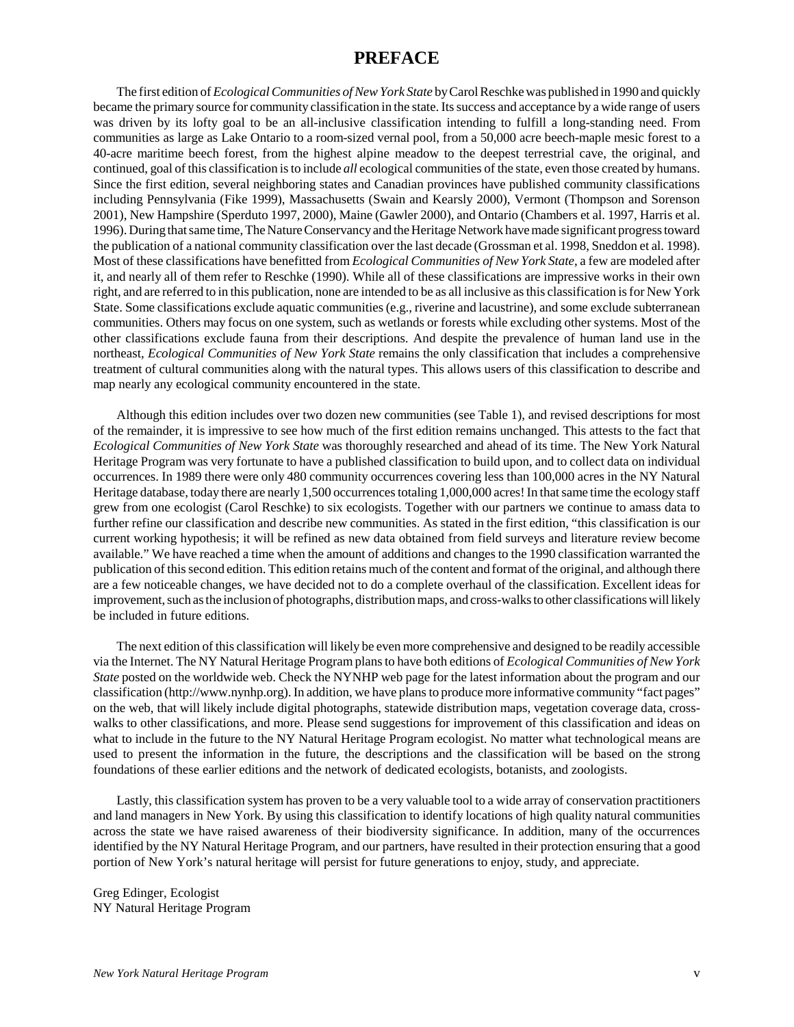# PREFACE

The first edition of *Ecological Communities of New York State* by Carol Reschke was published in 1990 and quickly became the primary source for community classification in the state. Its success and acceptance by a wide range of users was driven by its lofty goal to be an all-inclusive classification intending to fulfill a long-standing need. From communities as large as Lake Ontario to a room-sized vernal pool, from a 50,000 acre beech-maple mesic forest to a 40-acre maritime beech forest, from the highest alpine meadow to the deepest terrestrial cave, the original, and continued, goal of this classification is to include *all* ecological communities of the state, even those created by humans. Since the first edition, several neighboring states and Canadian provinces have published community classifications including Pennsylvania (Fike 1999), Massachusetts (Swain and Kearsly 2000), Vermont (Thompson and Sorenson 2001), New Hampshire (Sperduto 1997, 2000), Maine (Gawler 2000), and Ontario (Chambers et al. 1997, Harris et al. 1996). During that same time, The Nature Conservancy and the Heritage Network have made significant progress toward the publication of a national community classification over the last decade (Grossman et al. 1998, Sneddon et al. 1998). Most of these classifications have benefitted from *Ecological Communities of New York State*, a few are modeled after it, and nearly all of them refer to Reschke (1990). While all of these classifications are impressive works in their own right, and are referred to in this publication, none are intended to be as all inclusive as this classification is for New York State. Some classifications exclude aquatic communities (e.g., riverine and lacustrine), and some exclude subterranean communities. Others may focus on one system, such as wetlands or forests while excluding other systems. Most of the other classifications exclude fauna from their descriptions. And despite the prevalence of human land use in the northeast, *Ecological Communities of New York State* remains the only classification that includes a comprehensive treatment of cultural communities along with the natural types. This allows users of this classification to describe and map nearly any ecological community encountered in the state.

Although this edition includes over two dozen new communities (see Table 1), and revised descriptions for most of the remainder, it is impressive to see how much of the first edition remains unchanged. This attests to the fact that *Ecological Communities of New York State* was thoroughly researched and ahead of its time. The New York Natural Heritage Program was very fortunate to have a published classification to build upon, and to collect data on individual occurrences. In 1989 there were only 480 community occurrences covering less than 100,000 acres in the NY Natural Heritage database, today there are nearly 1,500 occurrences totaling 1,000,000 acres! In that same time the ecology staff grew from one ecologist (Carol Reschke) to six ecologists. Together with our partners we continue to amass data to further refine our classification and describe new communities. As stated in the first edition, "this classification is our current working hypothesis; it will be refined as new data obtained from field surveys and literature review become available." We have reached a time when the amount of additions and changes to the 1990 classification warranted the publication of this second edition. This edition retains much of the content and format of the original, and although there are a few noticeable changes, we have decided not to do a complete overhaul of the classification. Excellent ideas for improvement, such as the inclusion of photographs, distribution maps, and cross-walks to other classifications will likely be included in future editions.

The next edition of this classification will likely be even more comprehensive and designed to be readily accessible via the Internet. The NY Natural Heritage Program plans to have both editions of *Ecological Communities of New York State* posted on the worldwide web. Check the NYNHP web page for the latest information about the program and our classification (http://www.nynhp.org). In addition, we have plans to produce more informative community "fact pages" on the web, that will likely include digital photographs, statewide distribution maps, vegetation coverage data, cross-walks to other classifications, and more. Please send suggestions for improvement of this classification and ideas on what to include in the future to the NY Natural Heritage Program ecologist. No matter what technological means are used to present the information in the future, the descriptions and the classification will be based on the strong foundations of these earlier editions and the network of dedicated ecologists, botanists, and zoologists.

Lastly, this classification system has proven to be a very valuable tool to a wide array of conservation practitioners and land managers in New York. By using this classification to identify locations of high quality natural communities across the state we have raised awareness of their biodiversity significance. In addition, many of the occurrences identified by the NY Natural Heritage Program, and our partners, have resulted in their protection ensuring that a good portion of New York's natural heritage will persist for future generations to enjoy, study, and appreciate.

Greg Edinger, Ecologist
NY Natural Heritage Program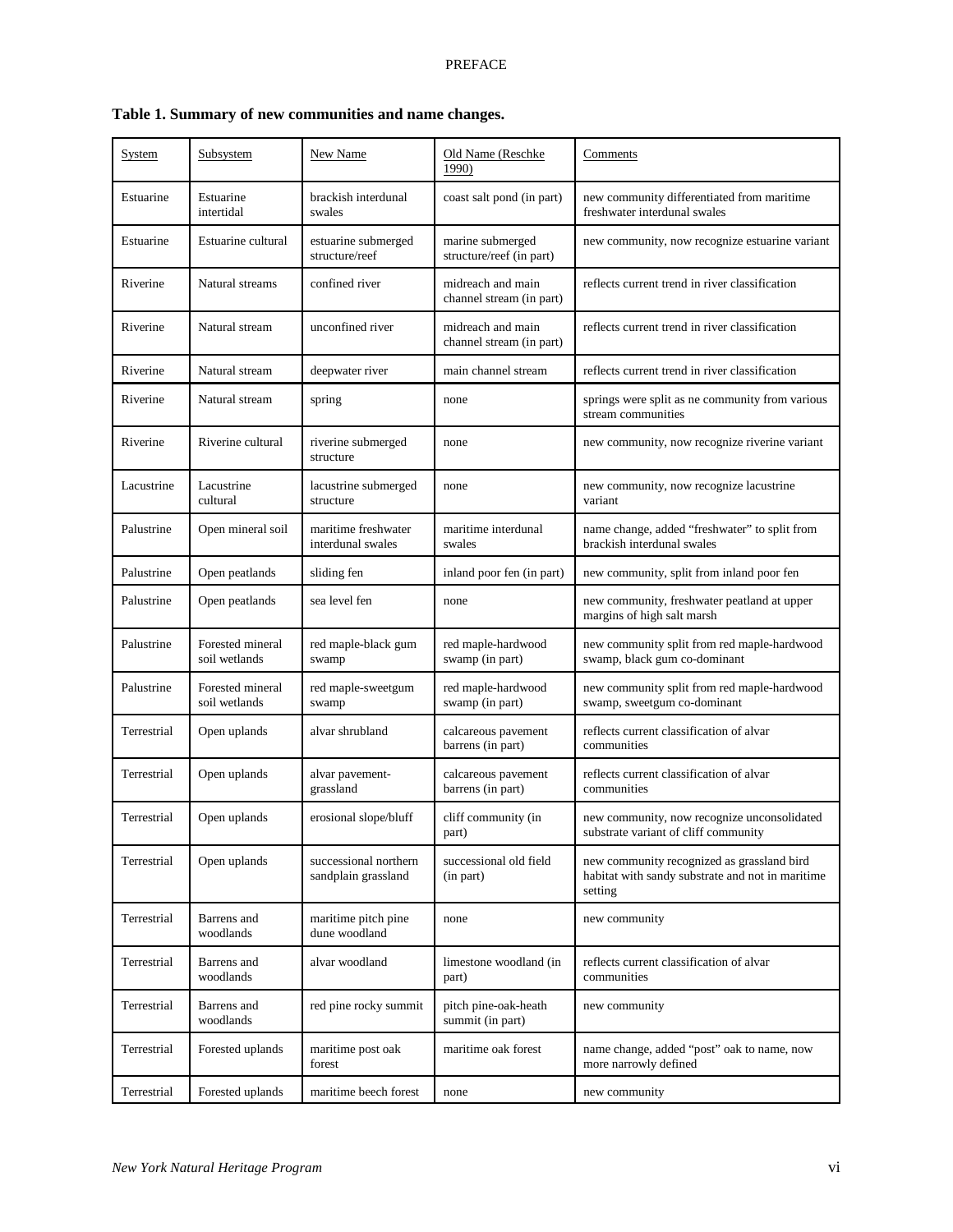**Table 1. Summary of new communities and name changes.**

| System | Subsystem | New Name | Old Name (Reschke 1990) | Comments |
|---|---|---|---|---|
| Estuarine | Estuarine intertidal | brackish interdunal swales | coast salt pond (in part) | new community differentiated from maritime freshwater interdunal swales |
| Estuarine | Estuarine cultural | estuarine submerged structure/reef | marine submerged structure/reef (in part) | new community, now recognize estuarine variant |
| Riverine | Natural streams | confined river | midreach and main channel stream (in part) | reflects current trend in river classification |
| Riverine | Natural stream | unconfined river | midreach and main channel stream (in part) | reflects current trend in river classification |
| Riverine | Natural stream | deepwater river | main channel stream | reflects current trend in river classification |
| Riverine | Natural stream | spring | none | springs were split as ne community from various stream communities |
| Riverine | Riverine cultural | riverine submerged structure | none | new community, now recognize riverine variant |
| Lacustrine | Lacustrine cultural | lacustrine submerged structure | none | new community, now recognize lacustrine variant |
| Palustrine | Open mineral soil | maritime freshwater interdunal swales | maritime interdunal swales | name change, added "freshwater" to split from brackish interdunal swales |
| Palustrine | Open peatlands | sliding fen | inland poor fen (in part) | new community, split from inland poor fen |
| Palustrine | Open peatlands | sea level fen | none | new community, freshwater peatland at upper margins of high salt marsh |
| Palustrine | Forested mineral soil wetlands | red maple-black gum swamp | red maple-hardwood swamp (in part) | new community split from red maple-hardwood swamp, black gum co-dominant |
| Palustrine | Forested mineral soil wetlands | red maple-sweetgum swamp | red maple-hardwood swamp (in part) | new community split from red maple-hardwood swamp, sweetgum co-dominant |
| Terrestrial | Open uplands | alvar shrubland | calcareous pavement barrens (in part) | reflects current classification of alvar communities |
| Terrestrial | Open uplands | alvar pavement-grassland | calcareous pavement barrens (in part) | reflects current classification of alvar communities |
| Terrestrial | Open uplands | erosional slope/bluff | cliff community (in part) | new community, now recognize unconsolidated substrate variant of cliff community |
| Terrestrial | Open uplands | successional northern sandplain grassland | successional old field (in part) | new community recognized as grassland bird habitat with sandy substrate and not in maritime setting |
| Terrestrial | Barrens and woodlands | maritime pitch pine dune woodland | none | new community |
| Terrestrial | Barrens and woodlands | alvar woodland | limestone woodland (in part) | reflects current classification of alvar communities |
| Terrestrial | Barrens and woodlands | red pine rocky summit | pitch pine-oak-heath summit (in part) | new community |
| Terrestrial | Forested uplands | maritime post oak forest | maritime oak forest | name change, added "post" oak to name, now more narrowly defined |
| Terrestrial | Forested uplands | maritime beech forest | none | new community |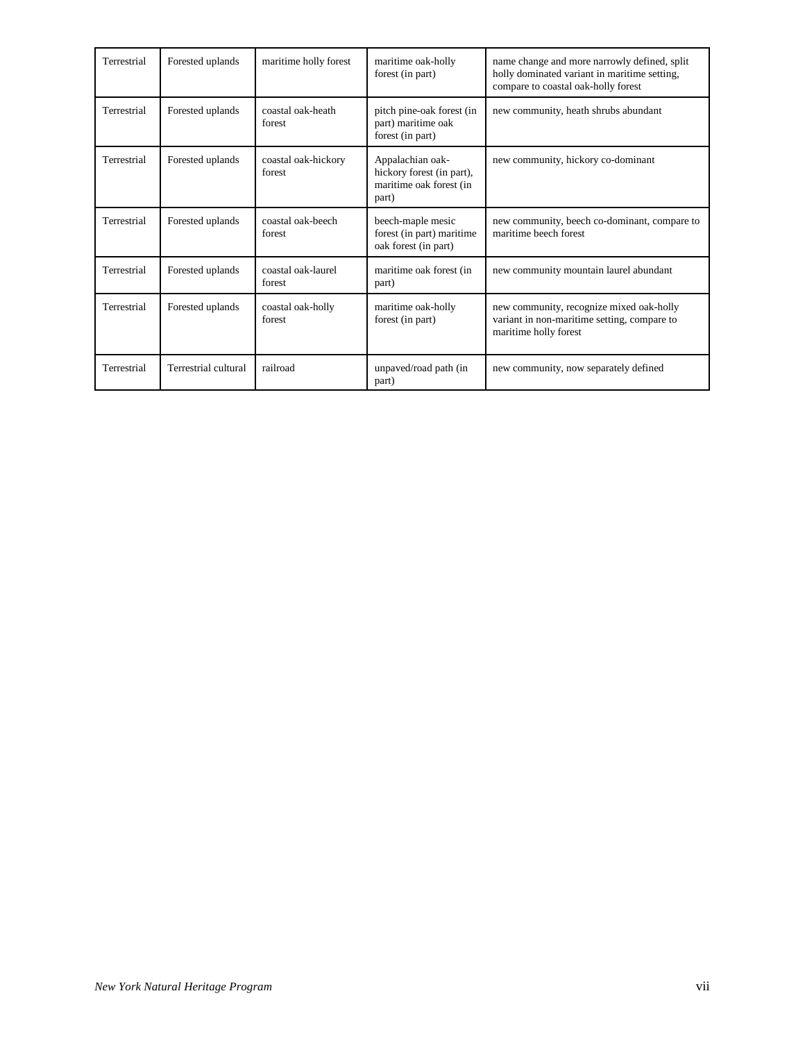| Terrestrial | Forested uplands | maritime holly forest | maritime oak-holly forest (in part) | name change and more narrowly defined, split holly dominated variant in maritime setting, compare to coastal oak-holly forest |
|---|---|---|---|---|
| Terrestrial | Forested uplands | coastal oak-heath forest | pitch pine-oak forest (in part) maritime oak forest (in part) | new community, heath shrubs abundant |
| Terrestrial | Forested uplands | coastal oak-hickory forest | Appalachian oak-hickory forest (in part), maritime oak forest (in part) | new community, hickory co-dominant |
| Terrestrial | Forested uplands | coastal oak-beech forest | beech-maple mesic forest (in part) maritime oak forest (in part) | new community, beech co-dominant, compare to maritime beech forest |
| Terrestrial | Forested uplands | coastal oak-laurel forest | maritime oak forest (in part) | new community mountain laurel abundant |
| Terrestrial | Forested uplands | coastal oak-holly forest | maritime oak-holly forest (in part) | new community, recognize mixed oak-holly variant in non-maritime setting, compare to maritime holly forest |
| Terrestrial | Terrestrial cultural | railroad | unpaved/road path (in part) | new community, now separately defined |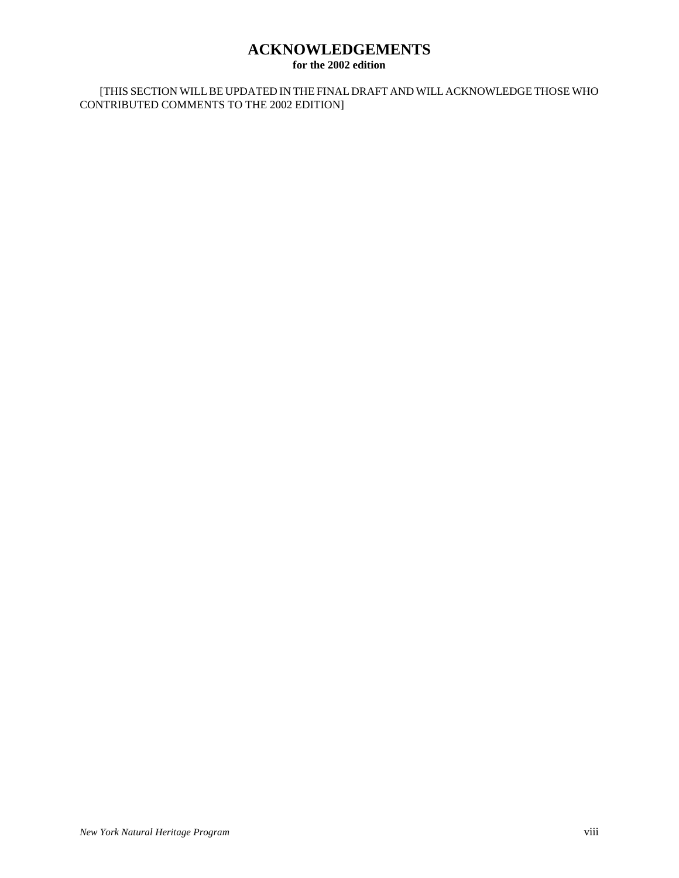# ACKNOWLEDGEMENTS

**for the 2002 edition**

[THIS SECTION WILL BE UPDATED IN THE FINAL DRAFT AND WILL ACKNOWLEDGE THOSE WHO CONTRIBUTED COMMENTS TO THE 2002 EDITION]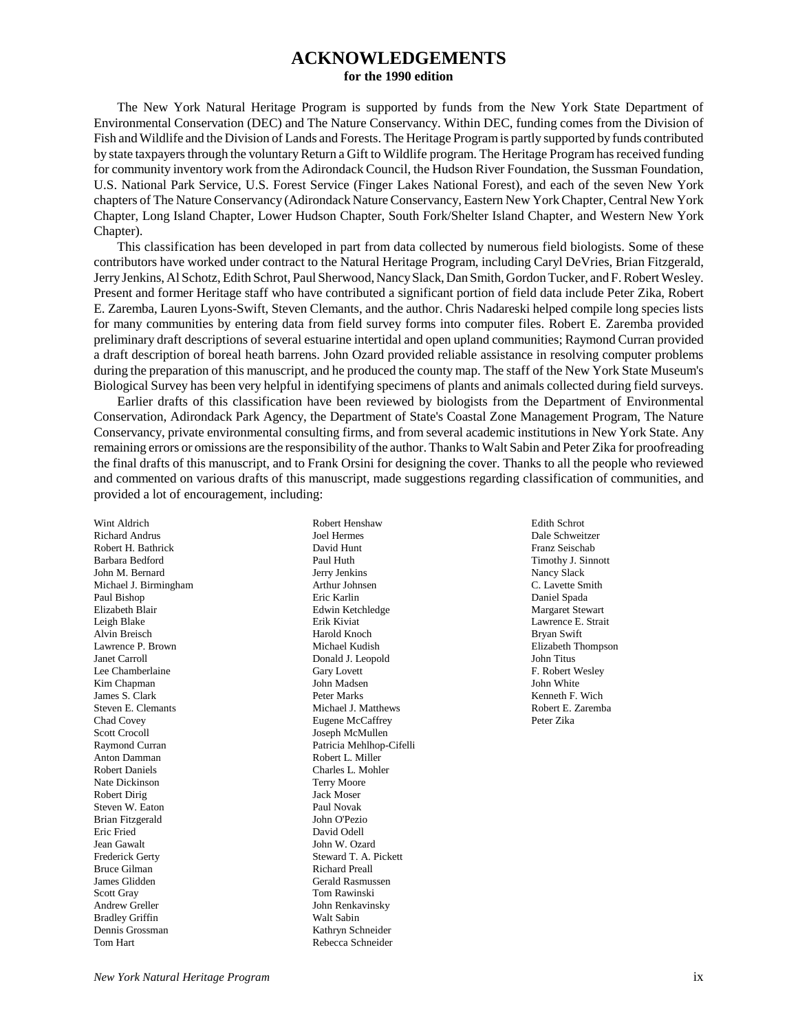# ACKNOWLEDGEMENTS

**for the 1990 edition**

The New York Natural Heritage Program is supported by funds from the New York State Department of Environmental Conservation (DEC) and The Nature Conservancy. Within DEC, funding comes from the Division of Fish and Wildlife and the Division of Lands and Forests. The Heritage Program is partly supported by funds contributed by state taxpayers through the voluntary Return a Gift to Wildlife program. The Heritage Program has received funding for community inventory work from the Adirondack Council, the Hudson River Foundation, the Sussman Foundation, U.S. National Park Service, U.S. Forest Service (Finger Lakes National Forest), and each of the seven New York chapters of The Nature Conservancy (Adirondack Nature Conservancy, Eastern New York Chapter, Central New York Chapter, Long Island Chapter, Lower Hudson Chapter, South Fork/Shelter Island Chapter, and Western New York Chapter).

This classification has been developed in part from data collected by numerous field biologists. Some of these contributors have worked under contract to the Natural Heritage Program, including Caryl DeVries, Brian Fitzgerald, Jerry Jenkins, Al Schotz, Edith Schrot, Paul Sherwood, Nancy Slack, Dan Smith, Gordon Tucker, and F. Robert Wesley. Present and former Heritage staff who have contributed a significant portion of field data include Peter Zika, Robert E. Zaremba, Lauren Lyons-Swift, Steven Clemants, and the author. Chris Nadareski helped compile long species lists for many communities by entering data from field survey forms into computer files. Robert E. Zaremba provided preliminary draft descriptions of several estuarine intertidal and open upland communities; Raymond Curran provided a draft description of boreal heath barrens. John Ozard provided reliable assistance in resolving computer problems during the preparation of this manuscript, and he produced the county map. The staff of the New York State Museum's Biological Survey has been very helpful in identifying specimens of plants and animals collected during field surveys.

Earlier drafts of this classification have been reviewed by biologists from the Department of Environmental Conservation, Adirondack Park Agency, the Department of State's Coastal Zone Management Program, The Nature Conservancy, private environmental consulting firms, and from several academic institutions in New York State. Any remaining errors or omissions are the responsibility of the author. Thanks to Walt Sabin and Peter Zika for proofreading the final drafts of this manuscript, and to Frank Orsini for designing the cover. Thanks to all the people who reviewed and commented on various drafts of this manuscript, made suggestions regarding classification of communities, and provided a lot of encouragement, including:

Wint Aldrich
Richard Andrus
Robert H. Bathrick
Barbara Bedford
John M. Bernard
Michael J. Birmingham
Paul Bishop
Elizabeth Blair
Leigh Blake
Alvin Breisch
Lawrence P. Brown
Janet Carroll
Lee Chamberlaine
Kim Chapman
James S. Clark
Steven E. Clemants
Chad Covey
Scott Crocoll
Raymond Curran
Anton Damman
Robert Daniels
Nate Dickinson
Robert Dirig
Steven W. Eaton
Brian Fitzgerald
Eric Fried
Jean Gawalt
Frederick Gerty
Bruce Gilman
James Glidden
Scott Gray
Andrew Greller
Bradley Griffin
Dennis Grossman
Tom Hart
Robert Henshaw
Joel Hermes
David Hunt
Paul Huth
Jerry Jenkins
Arthur Johnsen
Eric Karlin
Edwin Ketchledge
Erik Kiviat
Harold Knoch
Michael Kudish
Donald J. Leopold
Gary Lovett
John Madsen
Peter Marks
Michael J. Matthews
Eugene McCaffrey
Joseph McMullen
Patricia Mehlhop-Cifelli
Robert L. Miller
Charles L. Mohler
Terry Moore
Jack Moser
Paul Novak
John O'Pezio
David Odell
John W. Ozard
Steward T. A. Pickett
Richard Preall
Gerald Rasmussen
Tom Rawinski
John Renkavinsky
Walt Sabin
Kathryn Schneider
Rebecca Schneider
Edith Schrot
Dale Schweitzer
Franz Seischab
Timothy J. Sinnott
Nancy Slack
C. Lavette Smith
Daniel Spada
Margaret Stewart
Lawrence E. Strait
Bryan Swift
Elizabeth Thompson
John Titus
F. Robert Wesley
John White
Kenneth F. Wich
Robert E. Zaremba
Peter Zika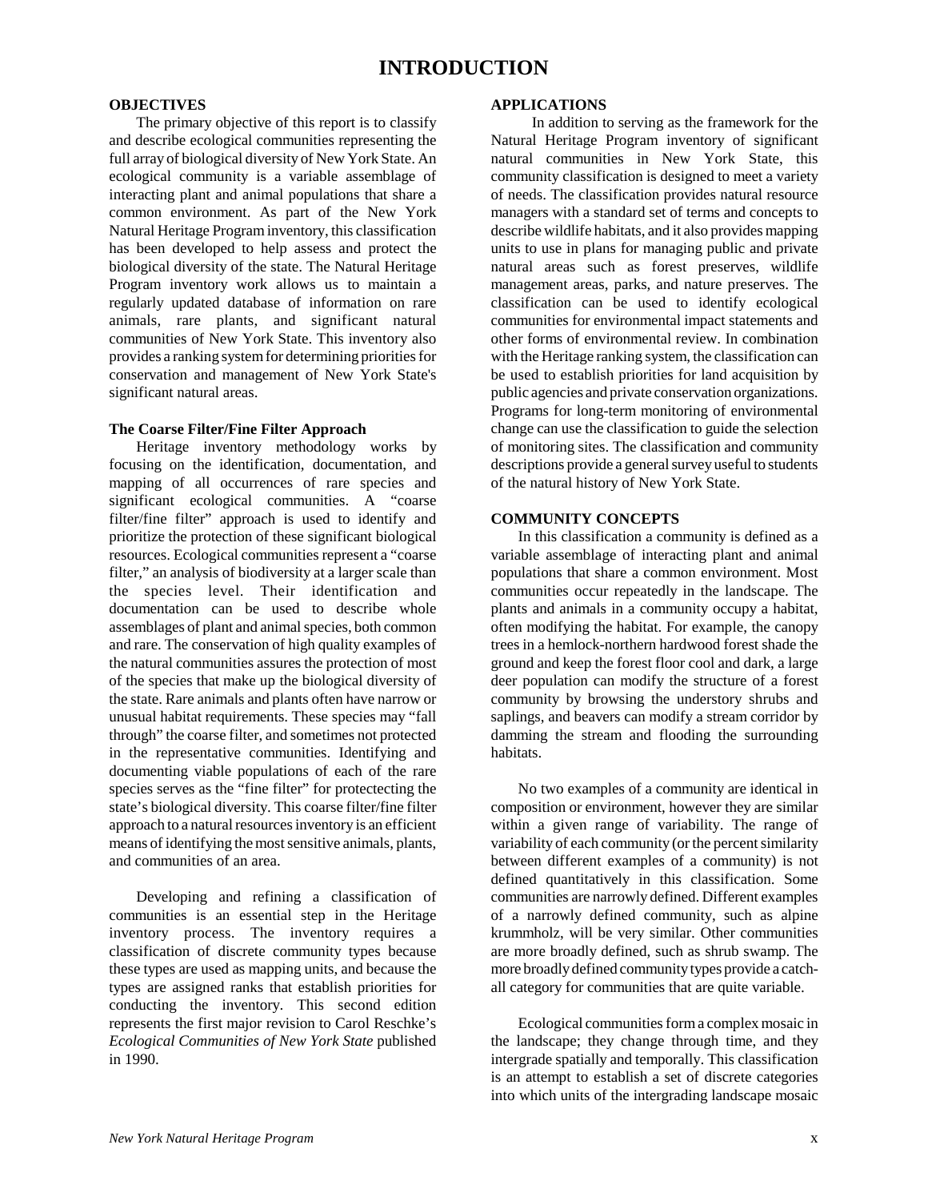# INTRODUCTION

## OBJECTIVES

The primary objective of this report is to classify and describe ecological communities representing the full array of biological diversity of New York State. An ecological community is a variable assemblage of interacting plant and animal populations that share a common environment. As part of the New York Natural Heritage Program inventory, this classification has been developed to help assess and protect the biological diversity of the state. The Natural Heritage Program inventory work allows us to maintain a regularly updated database of information on rare animals, rare plants, and significant natural communities of New York State. This inventory also provides a ranking system for determining priorities for conservation and management of New York State's significant natural areas.

### The Coarse Filter/Fine Filter Approach

Heritage inventory methodology works by focusing on the identification, documentation, and mapping of all occurrences of rare species and significant ecological communities. A "coarse filter/fine filter" approach is used to identify and prioritize the protection of these significant biological resources. Ecological communities represent a "coarse filter," an analysis of biodiversity at a larger scale than the species level. Their identification and documentation can be used to describe whole assemblages of plant and animal species, both common and rare. The conservation of high quality examples of the natural communities assures the protection of most of the species that make up the biological diversity of the state. Rare animals and plants often have narrow or unusual habitat requirements. These species may "fall through" the coarse filter, and sometimes not protected in the representative communities. Identifying and documenting viable populations of each of the rare species serves as the "fine filter" for protectecting the state's biological diversity. This coarse filter/fine filter approach to a natural resources inventory is an efficient means of identifying the most sensitive animals, plants, and communities of an area.

Developing and refining a classification of communities is an essential step in the Heritage inventory process. The inventory requires a classification of discrete community types because these types are used as mapping units, and because the types are assigned ranks that establish priorities for conducting the inventory. This second edition represents the first major revision to Carol Reschke's *Ecological Communities of New York State* published in 1990.

## APPLICATIONS

In addition to serving as the framework for the Natural Heritage Program inventory of significant natural communities in New York State, this community classification is designed to meet a variety of needs. The classification provides natural resource managers with a standard set of terms and concepts to describe wildlife habitats, and it also provides mapping units to use in plans for managing public and private natural areas such as forest preserves, wildlife management areas, parks, and nature preserves. The classification can be used to identify ecological communities for environmental impact statements and other forms of environmental review. In combination with the Heritage ranking system, the classification can be used to establish priorities for land acquisition by public agencies and private conservation organizations. Programs for long-term monitoring of environmental change can use the classification to guide the selection of monitoring sites. The classification and community descriptions provide a general survey useful to students of the natural history of New York State.

## COMMUNITY CONCEPTS

In this classification a community is defined as a variable assemblage of interacting plant and animal populations that share a common environment. Most communities occur repeatedly in the landscape. The plants and animals in a community occupy a habitat, often modifying the habitat. For example, the canopy trees in a hemlock-northern hardwood forest shade the ground and keep the forest floor cool and dark, a large deer population can modify the structure of a forest community by browsing the understory shrubs and saplings, and beavers can modify a stream corridor by damming the stream and flooding the surrounding habitats.

No two examples of a community are identical in composition or environment, however they are similar within a given range of variability. The range of variability of each community (or the percent similarity between different examples of a community) is not defined quantitatively in this classification. Some communities are narrowly defined. Different examples of a narrowly defined community, such as alpine krummholz, will be very similar. Other communities are more broadly defined, such as shrub swamp. The more broadly defined community types provide a catch-all category for communities that are quite variable.

Ecological communities form a complex mosaic in the landscape; they change through time, and they intergrade spatially and temporally. This classification is an attempt to establish a set of discrete categories into which units of the intergrading landscape mosaic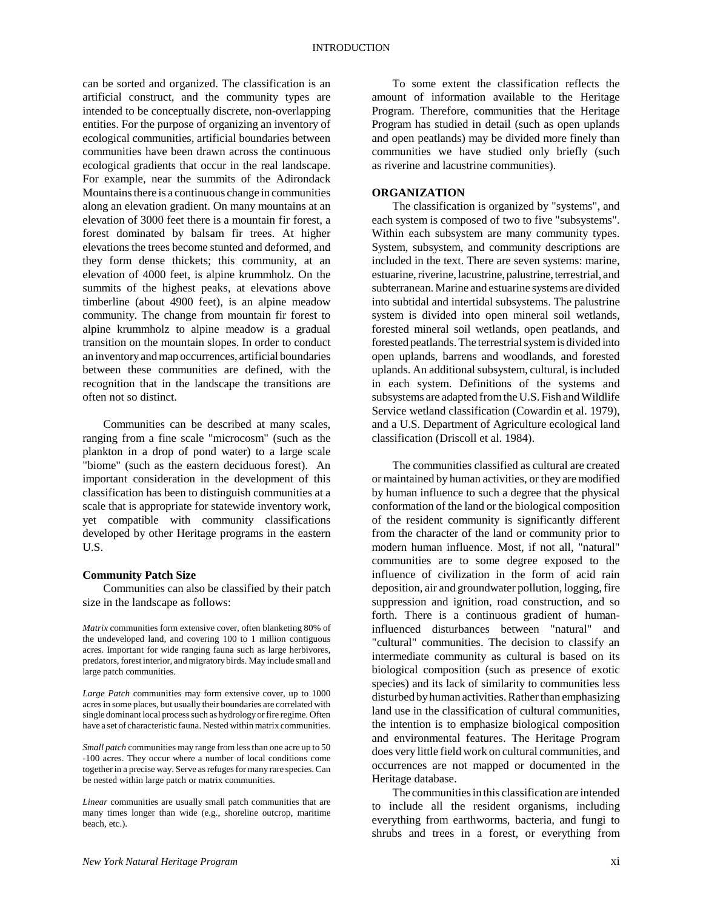can be sorted and organized. The classification is an artificial construct, and the community types are intended to be conceptually discrete, non-overlapping entities. For the purpose of organizing an inventory of ecological communities, artificial boundaries between communities have been drawn across the continuous ecological gradients that occur in the real landscape. For example, near the summits of the Adirondack Mountains there is a continuous change in communities along an elevation gradient. On many mountains at an elevation of 3000 feet there is a mountain fir forest, a forest dominated by balsam fir trees. At higher elevations the trees become stunted and deformed, and they form dense thickets; this community, at an elevation of 4000 feet, is alpine krummholz. On the summits of the highest peaks, at elevations above timberline (about 4900 feet), is an alpine meadow community. The change from mountain fir forest to alpine krummholz to alpine meadow is a gradual transition on the mountain slopes. In order to conduct an inventory and map occurrences, artificial boundaries between these communities are defined, with the recognition that in the landscape the transitions are often not so distinct.

Communities can be described at many scales, ranging from a fine scale "microcosm" (such as the plankton in a drop of pond water) to a large scale "biome" (such as the eastern deciduous forest). An important consideration in the development of this classification has been to distinguish communities at a scale that is appropriate for statewide inventory work, yet compatible with community classifications developed by other Heritage programs in the eastern U.S.

### Community Patch Size

Communities can also be classified by their patch size in the landscape as follows:

*Matrix* communities form extensive cover, often blanketing 80% of the undeveloped land, and covering 100 to 1 million contiguous acres. Important for wide ranging fauna such as large herbivores, predators, forest interior, and migratory birds. May include small and large patch communities.

*Large Patch* communities may form extensive cover, up to 1000 acres in some places, but usually their boundaries are correlated with single dominant local process such as hydrology or fire regime. Often have a set of characteristic fauna. Nested within matrix communities.

*Small patch* communities may range from less than one acre up to 50 -100 acres. They occur where a number of local conditions come together in a precise way. Serve as refuges for many rare species. Can be nested within large patch or matrix communities.

*Linear* communities are usually small patch communities that are many times longer than wide (e.g., shoreline outcrop, maritime beach, etc.).

To some extent the classification reflects the amount of information available to the Heritage Program. Therefore, communities that the Heritage Program has studied in detail (such as open uplands and open peatlands) may be divided more finely than communities we have studied only briefly (such as riverine and lacustrine communities).

## ORGANIZATION

The classification is organized by "systems", and each system is composed of two to five "subsystems". Within each subsystem are many community types. System, subsystem, and community descriptions are included in the text. There are seven systems: marine, estuarine, riverine, lacustrine, palustrine, terrestrial, and subterranean. Marine and estuarine systems are divided into subtidal and intertidal subsystems. The palustrine system is divided into open mineral soil wetlands, forested mineral soil wetlands, open peatlands, and forested peatlands. The terrestrial system is divided into open uplands, barrens and woodlands, and forested uplands. An additional subsystem, cultural, is included in each system. Definitions of the systems and subsystems are adapted from the U.S. Fish and Wildlife Service wetland classification (Cowardin et al. 1979), and a U.S. Department of Agriculture ecological land classification (Driscoll et al. 1984).

The communities classified as cultural are created or maintained by human activities, or they are modified by human influence to such a degree that the physical conformation of the land or the biological composition of the resident community is significantly different from the character of the land or community prior to modern human influence. Most, if not all, "natural" communities are to some degree exposed to the influence of civilization in the form of acid rain deposition, air and groundwater pollution, logging, fire suppression and ignition, road construction, and so forth. There is a continuous gradient of human-influenced disturbances between "natural" and "cultural" communities. The decision to classify an intermediate community as cultural is based on its biological composition (such as presence of exotic species) and its lack of similarity to communities less disturbed by human activities. Rather than emphasizing land use in the classification of cultural communities, the intention is to emphasize biological composition and environmental features. The Heritage Program does very little field work on cultural communities, and occurrences are not mapped or documented in the Heritage database.

The communities in this classification are intended to include all the resident organisms, including everything from earthworms, bacteria, and fungi to shrubs and trees in a forest, or everything from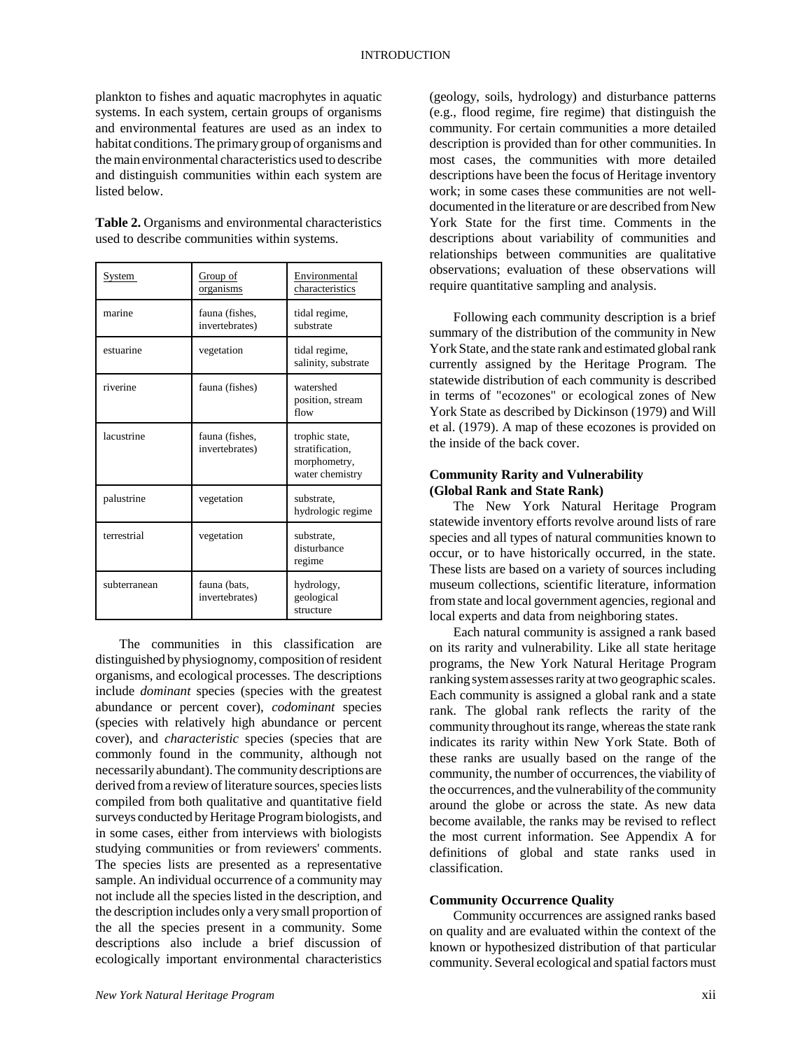plankton to fishes and aquatic macrophytes in aquatic systems. In each system, certain groups of organisms and environmental features are used as an index to habitat conditions. The primary group of organisms and the main environmental characteristics used to describe and distinguish communities within each system are listed below.

**Table 2.** Organisms and environmental characteristics used to describe communities within systems.

| System | Group of organisms | Environmental characteristics |
|---|---|---|
| marine | fauna (fishes, invertebrates) | tidal regime, substrate |
| estuarine | vegetation | tidal regime, salinity, substrate |
| riverine | fauna (fishes) | watershed position, stream flow |
| lacustrine | fauna (fishes, invertebrates) | trophic state, stratification, morphometry, water chemistry |
| palustrine | vegetation | substrate, hydrologic regime |
| terrestrial | vegetation | substrate, disturbance regime |
| subterranean | fauna (bats, invertebrates) | hydrology, geological structure |

The communities in this classification are distinguished by physiognomy, composition of resident organisms, and ecological processes. The descriptions include *dominant* species (species with the greatest abundance or percent cover), *codominant* species (species with relatively high abundance or percent cover), and *characteristic* species (species that are commonly found in the community, although not necessarily abundant). The community descriptions are derived from a review of literature sources, species lists compiled from both qualitative and quantitative field surveys conducted by Heritage Program biologists, and in some cases, either from interviews with biologists studying communities or from reviewers' comments. The species lists are presented as a representative sample. An individual occurrence of a community may not include all the species listed in the description, and the description includes only a very small proportion of the all the species present in a community. Some descriptions also include a brief discussion of ecologically important environmental characteristics (geology, soils, hydrology) and disturbance patterns (e.g., flood regime, fire regime) that distinguish the community. For certain communities a more detailed description is provided than for other communities. In most cases, the communities with more detailed descriptions have been the focus of Heritage inventory work; in some cases these communities are not well-documented in the literature or are described from New York State for the first time. Comments in the descriptions about variability of communities and relationships between communities are qualitative observations; evaluation of these observations will require quantitative sampling and analysis.

Following each community description is a brief summary of the distribution of the community in New York State, and the state rank and estimated global rank currently assigned by the Heritage Program. The statewide distribution of each community is described in terms of "ecozones" or ecological zones of New York State as described by Dickinson (1979) and Will et al. (1979). A map of these ecozones is provided on the inside of the back cover.

### Community Rarity and Vulnerability (Global Rank and State Rank)

The New York Natural Heritage Program statewide inventory efforts revolve around lists of rare species and all types of natural communities known to occur, or to have historically occurred, in the state. These lists are based on a variety of sources including museum collections, scientific literature, information from state and local government agencies, regional and local experts and data from neighboring states.

Each natural community is assigned a rank based on its rarity and vulnerability. Like all state heritage programs, the New York Natural Heritage Program ranking system assesses rarity at two geographic scales. Each community is assigned a global rank and a state rank. The global rank reflects the rarity of the community throughout its range, whereas the state rank indicates its rarity within New York State. Both of these ranks are usually based on the range of the community, the number of occurrences, the viability of the occurrences, and the vulnerability of the community around the globe or across the state. As new data become available, the ranks may be revised to reflect the most current information. See Appendix A for definitions of global and state ranks used in classification.

### Community Occurrence Quality

Community occurrences are assigned ranks based on quality and are evaluated within the context of the known or hypothesized distribution of that particular community. Several ecological and spatial factors must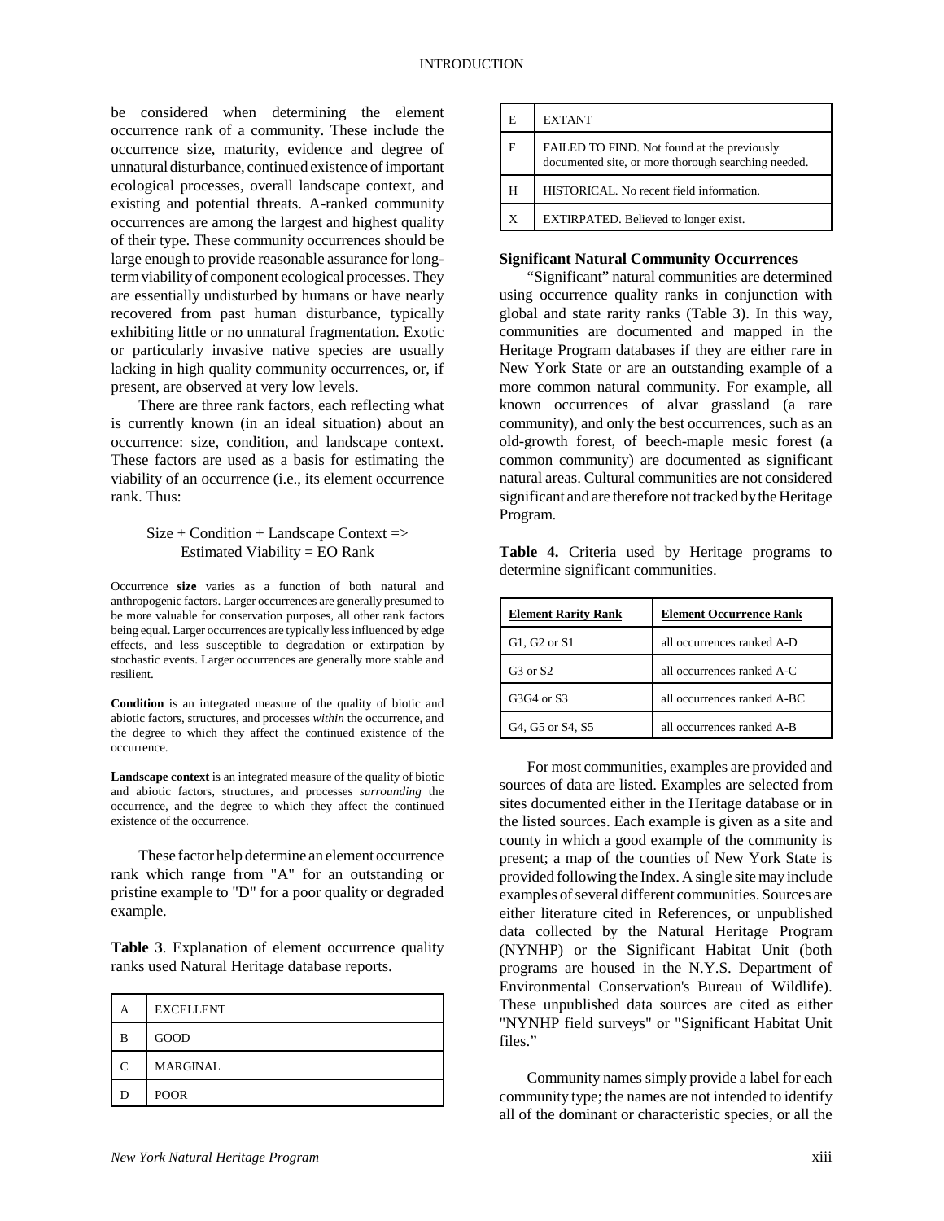be considered when determining the element occurrence rank of a community. These include the occurrence size, maturity, evidence and degree of unnatural disturbance, continued existence of important ecological processes, overall landscape context, and existing and potential threats. A-ranked community occurrences are among the largest and highest quality of their type. These community occurrences should be large enough to provide reasonable assurance for long-term viability of component ecological processes. They are essentially undisturbed by humans or have nearly recovered from past human disturbance, typically exhibiting little or no unnatural fragmentation. Exotic or particularly invasive native species are usually lacking in high quality community occurrences, or, if present, are observed at very low levels.

There are three rank factors, each reflecting what is currently known (in an ideal situation) about an occurrence: size, condition, and landscape context. These factors are used as a basis for estimating the viability of an occurrence (i.e., its element occurrence rank. Thus:

Size + Condition + Landscape Context =>
Estimated Viability = EO Rank

Occurrence **size** varies as a function of both natural and anthropogenic factors. Larger occurrences are generally presumed to be more valuable for conservation purposes, all other rank factors being equal. Larger occurrences are typically less influenced by edge effects, and less susceptible to degradation or extirpation by stochastic events. Larger occurrences are generally more stable and resilient.

**Condition** is an integrated measure of the quality of biotic and abiotic factors, structures, and processes *within* the occurrence, and the degree to which they affect the continued existence of the occurrence.

**Landscape context** is an integrated measure of the quality of biotic and abiotic factors, structures, and processes *surrounding* the occurrence, and the degree to which they affect the continued existence of the occurrence.

These factor help determine an element occurrence rank which range from "A" for an outstanding or pristine example to "D" for a poor quality or degraded example.

**Table 3**. Explanation of element occurrence quality ranks used Natural Heritage database reports.

| | |
|---|---|
| A | EXCELLENT |
| B | GOOD |
| C | MARGINAL |
| D | POOR |
| E | EXTANT |
| F | FAILED TO FIND. Not found at the previously documented site, or more thorough searching needed. |
| H | HISTORICAL. No recent field information. |
| X | EXTIRPATED. Believed to longer exist. |

**Significant Natural Community Occurrences**

"Significant" natural communities are determined using occurrence quality ranks in conjunction with global and state rarity ranks (Table 3). In this way, communities are documented and mapped in the Heritage Program databases if they are either rare in New York State or are an outstanding example of a more common natural community. For example, all known occurrences of alvar grassland (a rare community), and only the best occurrences, such as an old-growth forest, of beech-maple mesic forest (a common community) are documented as significant natural areas. Cultural communities are not considered significant and are therefore not tracked by the Heritage Program.

**Table 4.** Criteria used by Heritage programs to determine significant communities.

| Element Rarity Rank | Element Occurrence Rank |
|---|---|
| G1, G2 or S1 | all occurrences ranked A-D |
| G3 or S2 | all occurrences ranked A-C |
| G3G4 or S3 | all occurrences ranked A-BC |
| G4, G5 or S4, S5 | all occurrences ranked A-B |

For most communities, examples are provided and sources of data are listed. Examples are selected from sites documented either in the Heritage database or in the listed sources. Each example is given as a site and county in which a good example of the community is present; a map of the counties of New York State is provided following the Index. A single site may include examples of several different communities. Sources are either literature cited in References, or unpublished data collected by the Natural Heritage Program (NYNHP) or the Significant Habitat Unit (both programs are housed in the N.Y.S. Department of Environmental Conservation's Bureau of Wildlife). These unpublished data sources are cited as either "NYNHP field surveys" or "Significant Habitat Unit files."

Community names simply provide a label for each community type; the names are not intended to identify all of the dominant or characteristic species, or all the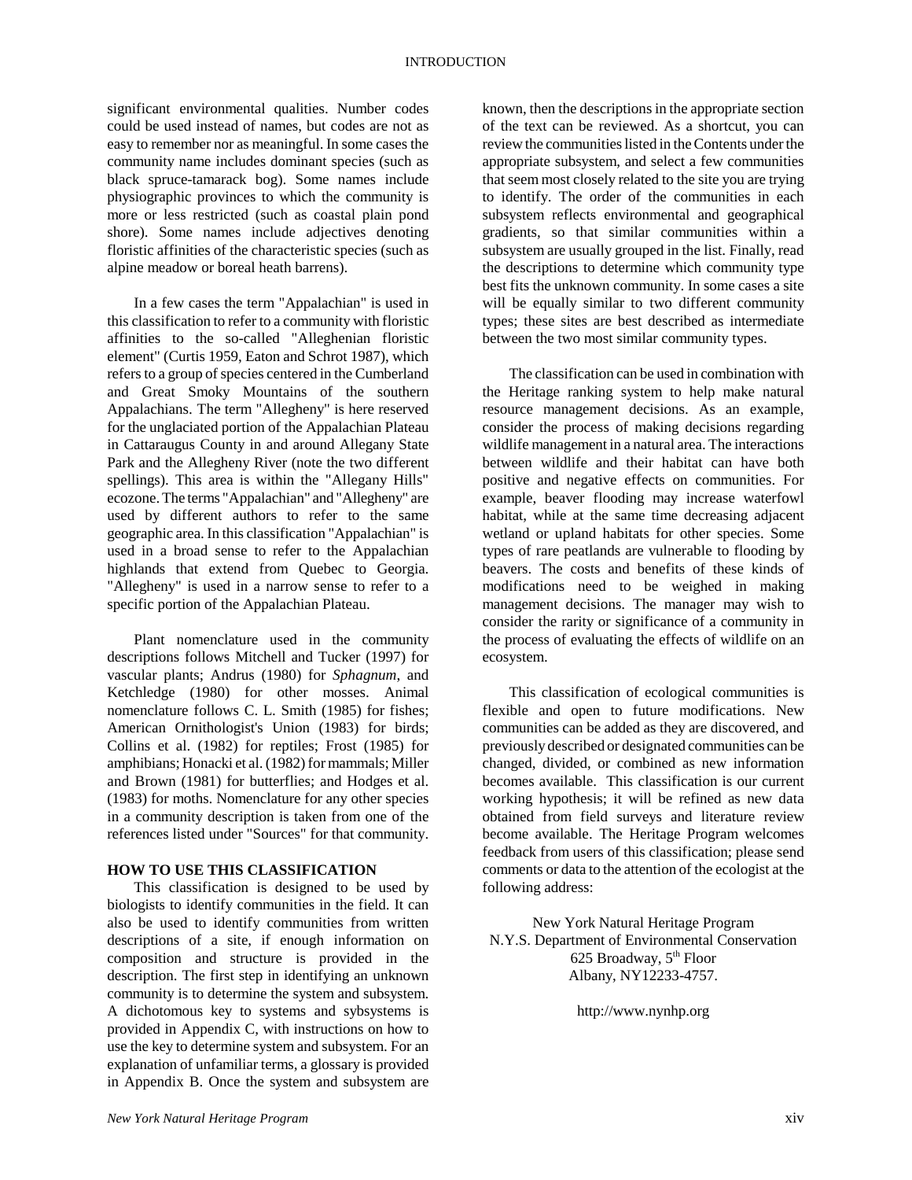significant environmental qualities. Number codes could be used instead of names, but codes are not as easy to remember nor as meaningful. In some cases the community name includes dominant species (such as black spruce-tamarack bog). Some names include physiographic provinces to which the community is more or less restricted (such as coastal plain pond shore). Some names include adjectives denoting floristic affinities of the characteristic species (such as alpine meadow or boreal heath barrens).

In a few cases the term "Appalachian" is used in this classification to refer to a community with floristic affinities to the so-called "Alleghenian floristic element" (Curtis 1959, Eaton and Schrot 1987), which refers to a group of species centered in the Cumberland and Great Smoky Mountains of the southern Appalachians. The term "Allegheny" is here reserved for the unglaciated portion of the Appalachian Plateau in Cattaraugus County in and around Allegany State Park and the Allegheny River (note the two different spellings). This area is within the "Allegany Hills" ecozone. The terms "Appalachian" and "Allegheny" are used by different authors to refer to the same geographic area. In this classification "Appalachian" is used in a broad sense to refer to the Appalachian highlands that extend from Quebec to Georgia. "Allegheny" is used in a narrow sense to refer to a specific portion of the Appalachian Plateau.

Plant nomenclature used in the community descriptions follows Mitchell and Tucker (1997) for vascular plants; Andrus (1980) for *Sphagnum*, and Ketchledge (1980) for other mosses. Animal nomenclature follows C. L. Smith (1985) for fishes; American Ornithologist's Union (1983) for birds; Collins et al. (1982) for reptiles; Frost (1985) for amphibians; Honacki et al. (1982) for mammals; Miller and Brown (1981) for butterflies; and Hodges et al. (1983) for moths. Nomenclature for any other species in a community description is taken from one of the references listed under "Sources" for that community.

## HOW TO USE THIS CLASSIFICATION

This classification is designed to be used by biologists to identify communities in the field. It can also be used to identify communities from written descriptions of a site, if enough information on composition and structure is provided in the description. The first step in identifying an unknown community is to determine the system and subsystem. A dichotomous key to systems and sybsystems is provided in Appendix C, with instructions on how to use the key to determine system and subsystem. For an explanation of unfamiliar terms, a glossary is provided in Appendix B. Once the system and subsystem are known, then the descriptions in the appropriate section of the text can be reviewed. As a shortcut, you can review the communities listed in the Contents under the appropriate subsystem, and select a few communities that seem most closely related to the site you are trying to identify. The order of the communities in each subsystem reflects environmental and geographical gradients, so that similar communities within a subsystem are usually grouped in the list. Finally, read the descriptions to determine which community type best fits the unknown community. In some cases a site will be equally similar to two different community types; these sites are best described as intermediate between the two most similar community types.

The classification can be used in combination with the Heritage ranking system to help make natural resource management decisions. As an example, consider the process of making decisions regarding wildlife management in a natural area. The interactions between wildlife and their habitat can have both positive and negative effects on communities. For example, beaver flooding may increase waterfowl habitat, while at the same time decreasing adjacent wetland or upland habitats for other species. Some types of rare peatlands are vulnerable to flooding by beavers. The costs and benefits of these kinds of modifications need to be weighed in making management decisions. The manager may wish to consider the rarity or significance of a community in the process of evaluating the effects of wildlife on an ecosystem.

This classification of ecological communities is flexible and open to future modifications. New communities can be added as they are discovered, and previously described or designated communities can be changed, divided, or combined as new information becomes available. This classification is our current working hypothesis; it will be refined as new data obtained from field surveys and literature review become available. The Heritage Program welcomes feedback from users of this classification; please send comments or data to the attention of the ecologist at the following address:

New York Natural Heritage Program
N.Y.S. Department of Environmental Conservation
625 Broadway, 5th Floor
Albany, NY12233-4757.

http://www.nynhp.org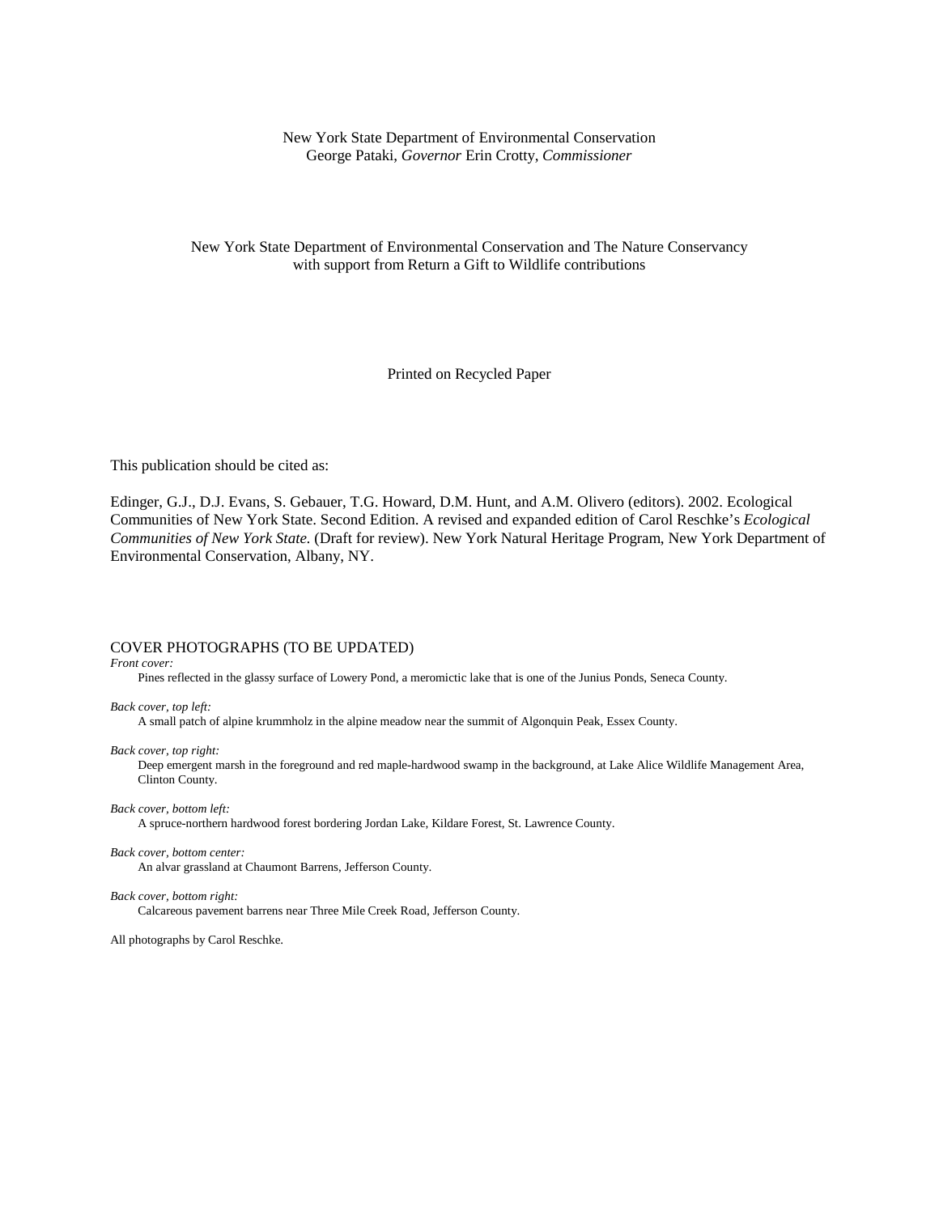New York State Department of Environmental Conservation
George Pataki, *Governor* Erin Crotty, *Commissioner*

New York State Department of Environmental Conservation and The Nature Conservancy
with support from Return a Gift to Wildlife contributions

Printed on Recycled Paper

This publication should be cited as:

Edinger, G.J., D.J. Evans, S. Gebauer, T.G. Howard, D.M. Hunt, and A.M. Olivero (editors). 2002. Ecological Communities of New York State. Second Edition. A revised and expanded edition of Carol Reschke's *Ecological Communities of New York State.* (Draft for review). New York Natural Heritage Program, New York Department of Environmental Conservation, Albany, NY.

COVER PHOTOGRAPHS (TO BE UPDATED)

*Front cover:*
Pines reflected in the glassy surface of Lowery Pond, a meromictic lake that is one of the Junius Ponds, Seneca County.

*Back cover, top left:*
A small patch of alpine krummholz in the alpine meadow near the summit of Algonquin Peak, Essex County.

*Back cover, top right:*
Deep emergent marsh in the foreground and red maple-hardwood swamp in the background, at Lake Alice Wildlife Management Area, Clinton County.

*Back cover, bottom left:*
A spruce-northern hardwood forest bordering Jordan Lake, Kildare Forest, St. Lawrence County.

*Back cover, bottom center:*
An alvar grassland at Chaumont Barrens, Jefferson County.

*Back cover, bottom right:*
Calcareous pavement barrens near Three Mile Creek Road, Jefferson County.

All photographs by Carol Reschke.